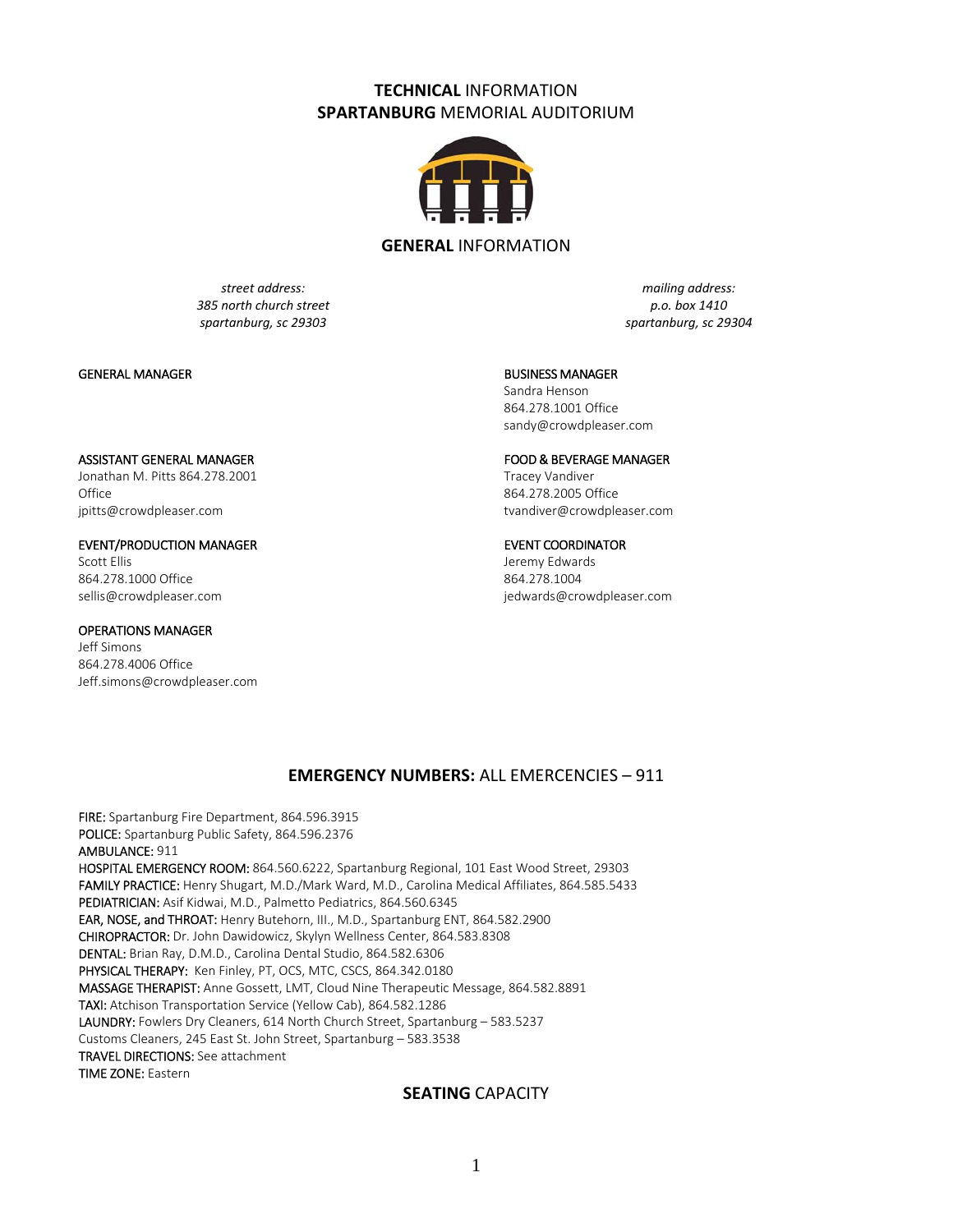# **TECHNICAL** INFORMATION
# **SPARTANBURG** MEMORIAL AUDITORIUM

## **GENERAL** INFORMATION

*street address:*
*385 north church street*
*spartanburg, sc 29303*

*mailing address:*
*p.o. box 1410*
*spartanburg, sc 29304*

GENERAL MANAGER

BUSINESS MANAGER
Sandra Henson
864.278.1001 Office
sandy@crowdpleaser.com

ASSISTANT GENERAL MANAGER
Jonathan M. Pitts 864.278.2001
Office
jpitts@crowdpleaser.com

FOOD & BEVERAGE MANAGER
Tracey Vandiver
864.278.2005 Office
tvandiver@crowdpleaser.com

EVENT/PRODUCTION MANAGER
Scott Ellis
864.278.1000 Office
sellis@crowdpleaser.com

EVENT COORDINATOR
Jeremy Edwards
864.278.1004
jedwards@crowdpleaser.com

OPERATIONS MANAGER
Jeff Simons
864.278.4006 Office
Jeff.simons@crowdpleaser.com

## **EMERGENCY NUMBERS:** ALL EMERCENCIES – 911

FIRE: Spartanburg Fire Department, 864.596.3915
POLICE: Spartanburg Public Safety, 864.596.2376
AMBULANCE: 911
HOSPITAL EMERGENCY ROOM: 864.560.6222, Spartanburg Regional, 101 East Wood Street, 29303
FAMILY PRACTICE: Henry Shugart, M.D./Mark Ward, M.D., Carolina Medical Affiliates, 864.585.5433
PEDIATRICIAN: Asif Kidwai, M.D., Palmetto Pediatrics, 864.560.6345
EAR, NOSE, and THROAT: Henry Butehorn, III., M.D., Spartanburg ENT, 864.582.2900
CHIROPRACTOR: Dr. John Dawidowicz, Skylyn Wellness Center, 864.583.8308
DENTAL: Brian Ray, D.M.D., Carolina Dental Studio, 864.582.6306
PHYSICAL THERAPY: Ken Finley, PT, OCS, MTC, CSCS, 864.342.0180
MASSAGE THERAPIST: Anne Gossett, LMT, Cloud Nine Therapeutic Message, 864.582.8891
TAXI: Atchison Transportation Service (Yellow Cab), 864.582.1286
LAUNDRY: Fowlers Dry Cleaners, 614 North Church Street, Spartanburg – 583.5237
Customs Cleaners, 245 East St. John Street, Spartanburg – 583.3538
TRAVEL DIRECTIONS: See attachment
TIME ZONE: Eastern

## **SEATING** CAPACITY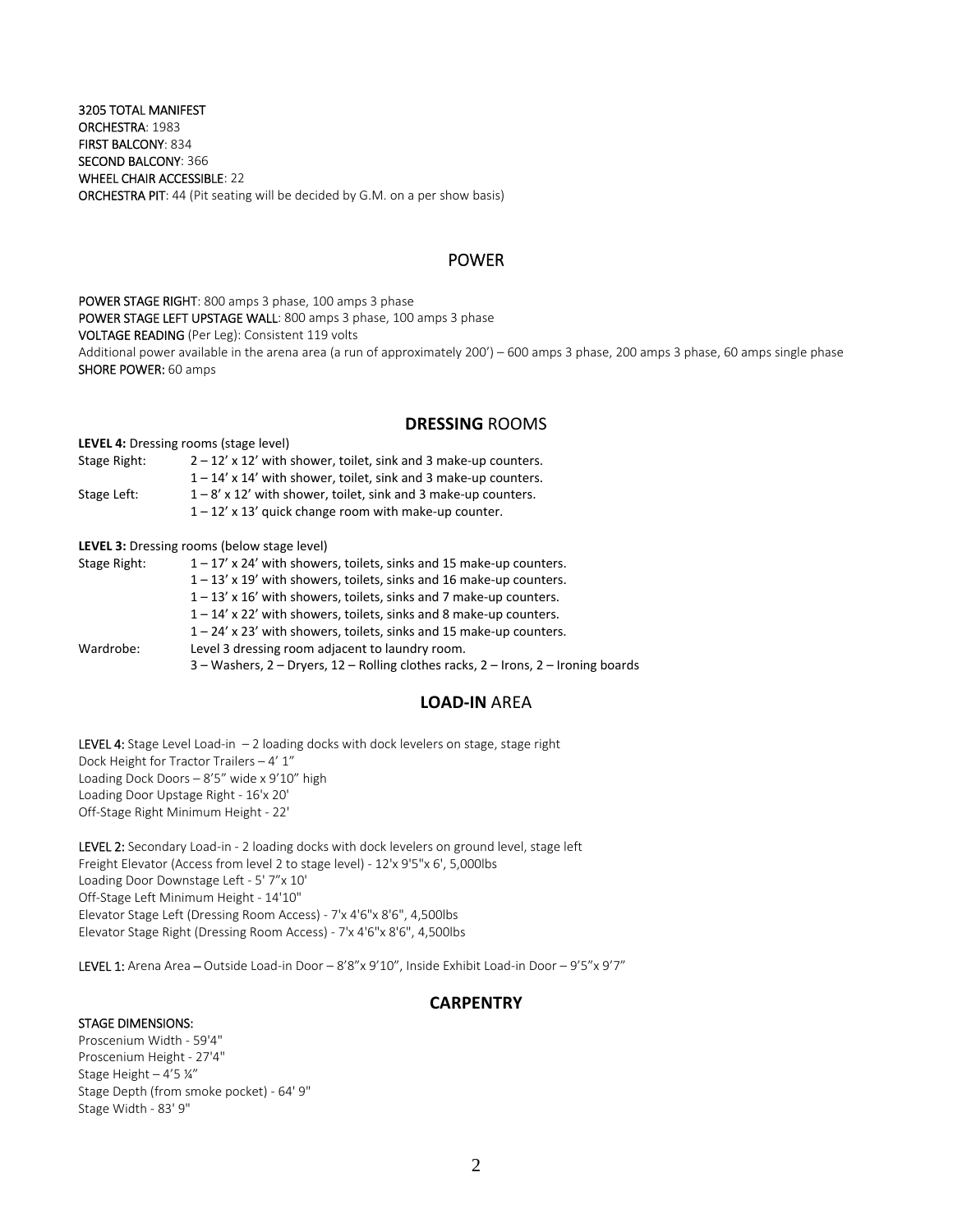**3205 TOTAL MANIFEST**
**ORCHESTRA**: 1983
**FIRST BALCONY**: 834
**SECOND BALCONY**: 366
**WHEEL CHAIR ACCESSIBLE**: 22
**ORCHESTRA PIT**: 44 (Pit seating will be decided by G.M. on a per show basis)

## POWER

**POWER STAGE RIGHT**: 800 amps 3 phase, 100 amps 3 phase
**POWER STAGE LEFT UPSTAGE WALL**: 800 amps 3 phase, 100 amps 3 phase
**VOLTAGE READING** (Per Leg): Consistent 119 volts
Additional power available in the arena area (a run of approximately 200') – 600 amps 3 phase, 200 amps 3 phase, 60 amps single phase
**SHORE POWER:** 60 amps

## DRESSING ROOMS

**LEVEL 4:** Dressing rooms (stage level)

| | |
|---|---|
| Stage Right: | 2 – 12' x 12' with shower, toilet, sink and 3 make-up counters. |
| | 1 – 14' x 14' with shower, toilet, sink and 3 make-up counters. |
| Stage Left: | 1 – 8' x 12' with shower, toilet, sink and 3 make-up counters. |
| | 1 – 12' x 13' quick change room with make-up counter. |

**LEVEL 3:** Dressing rooms (below stage level)

| | |
|---|---|
| Stage Right: | 1 – 17' x 24' with showers, toilets, sinks and 15 make-up counters. |
| | 1 – 13' x 19' with showers, toilets, sinks and 16 make-up counters. |
| | 1 – 13' x 16' with showers, toilets, sinks and 7 make-up counters. |
| | 1 – 14' x 22' with showers, toilets, sinks and 8 make-up counters. |
| | 1 – 24' x 23' with showers, toilets, sinks and 15 make-up counters. |
| Wardrobe: | Level 3 dressing room adjacent to laundry room. |
| | 3 – Washers, 2 – Dryers, 12 – Rolling clothes racks, 2 – Irons, 2 – Ironing boards |

## LOAD-IN AREA

**LEVEL 4:** Stage Level Load-in – 2 loading docks with dock levelers on stage, stage right
Dock Height for Tractor Trailers – 4' 1"
Loading Dock Doors – 8'5" wide x 9'10" high
Loading Door Upstage Right - 16'x 20'
Off-Stage Right Minimum Height - 22'

**LEVEL 2:** Secondary Load-in - 2 loading docks with dock levelers on ground level, stage left
Freight Elevator (Access from level 2 to stage level) - 12'x 9'5"x 6', 5,000lbs
Loading Door Downstage Left - 5' 7"x 10'
Off-Stage Left Minimum Height - 14'10"
Elevator Stage Left (Dressing Room Access) - 7'x 4'6"x 8'6", 4,500lbs
Elevator Stage Right (Dressing Room Access) - 7'x 4'6"x 8'6", 4,500lbs

**LEVEL 1:** Arena Area – Outside Load-in Door – 8'8"x 9'10", Inside Exhibit Load-in Door – 9'5"x 9'7"

## CARPENTRY

**STAGE DIMENSIONS:**
Proscenium Width - 59'4"
Proscenium Height - 27'4"
Stage Height – 4'5 ¼"
Stage Depth (from smoke pocket) - 64' 9"
Stage Width - 83' 9"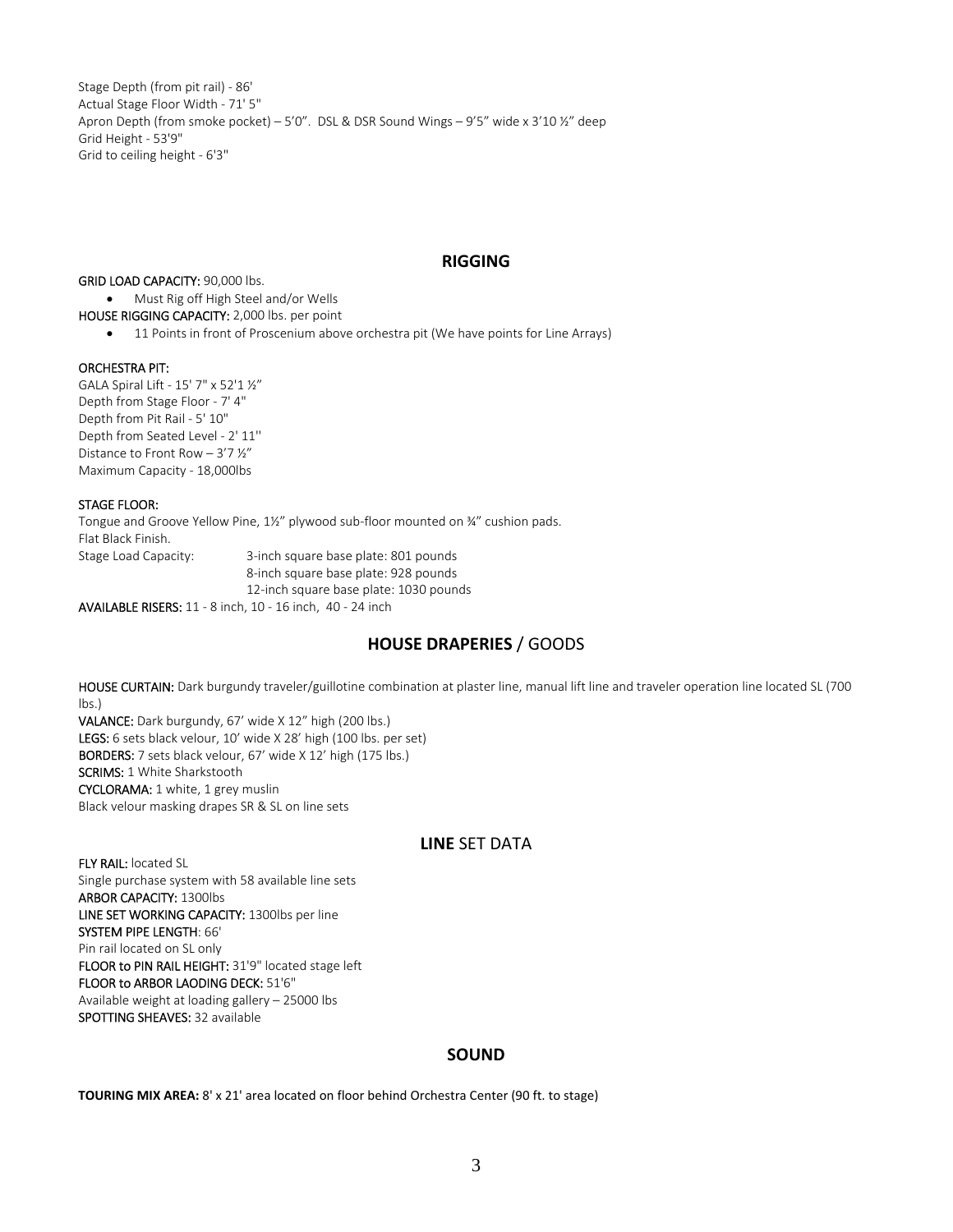Stage Depth (from pit rail) - 86'
Actual Stage Floor Width - 71' 5"
Apron Depth (from smoke pocket) – 5'0". DSL & DSR Sound Wings – 9'5" wide x 3'10 ½" deep
Grid Height - 53'9"
Grid to ceiling height - 6'3"

## RIGGING

**GRID LOAD CAPACITY:** 90,000 lbs.

- Must Rig off High Steel and/or Wells

**HOUSE RIGGING CAPACITY:** 2,000 lbs. per point

- 11 Points in front of Proscenium above orchestra pit (We have points for Line Arrays)

**ORCHESTRA PIT:**
GALA Spiral Lift - 15' 7" x 52'1 ½"
Depth from Stage Floor - 7' 4"
Depth from Pit Rail - 5' 10"
Depth from Seated Level - 2' 11"
Distance to Front Row – 3'7 ½"
Maximum Capacity - 18,000lbs

**STAGE FLOOR:**
Tongue and Groove Yellow Pine, 1½" plywood sub-floor mounted on ¾" cushion pads.
Flat Black Finish.

Stage Load Capacity: 3-inch square base plate: 801 pounds
8-inch square base plate: 928 pounds
12-inch square base plate: 1030 pounds

**AVAILABLE RISERS:** 11 - 8 inch, 10 - 16 inch, 40 - 24 inch

## HOUSE DRAPERIES / GOODS

**HOUSE CURTAIN:** Dark burgundy traveler/guillotine combination at plaster line, manual lift line and traveler operation line located SL (700 lbs.)
**VALANCE:** Dark burgundy, 67' wide X 12" high (200 lbs.)
**LEGS:** 6 sets black velour, 10' wide X 28' high (100 lbs. per set)
**BORDERS:** 7 sets black velour, 67' wide X 12' high (175 lbs.)
**SCRIMS:** 1 White Sharkstooth
**CYCLORAMA:** 1 white, 1 grey muslin
Black velour masking drapes SR & SL on line sets

## LINE SET DATA

**FLY RAIL:** located SL
Single purchase system with 58 available line sets
**ARBOR CAPACITY:** 1300lbs
**LINE SET WORKING CAPACITY:** 1300lbs per line
**SYSTEM PIPE LENGTH**: 66'
Pin rail located on SL only
**FLOOR to PIN RAIL HEIGHT:** 31'9" located stage left
**FLOOR to ARBOR LAODING DECK:** 51'6"
Available weight at loading gallery – 25000 lbs
**SPOTTING SHEAVES:** 32 available

## SOUND

**TOURING MIX AREA:** 8' x 21' area located on floor behind Orchestra Center (90 ft. to stage)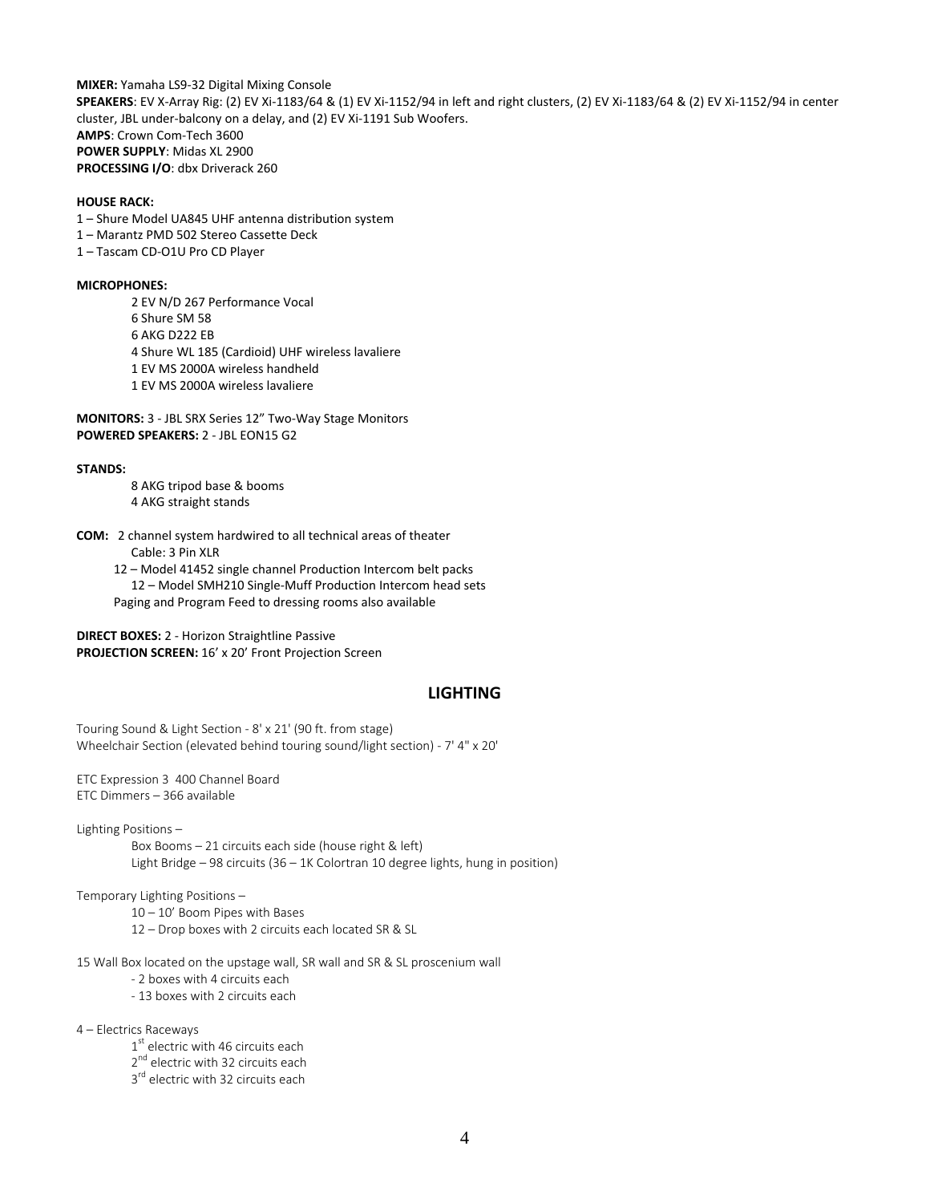**MIXER:** Yamaha LS9-32 Digital Mixing Console
**SPEAKERS**: EV X-Array Rig: (2) EV Xi-1183/64 & (1) EV Xi-1152/94 in left and right clusters, (2) EV Xi-1183/64 & (2) EV Xi-1152/94 in center cluster, JBL under-balcony on a delay, and (2) EV Xi-1191 Sub Woofers.
**AMPS**: Crown Com-Tech 3600
**POWER SUPPLY**: Midas XL 2900
**PROCESSING I/O**: dbx Driverack 260

**HOUSE RACK:**
1 – Shure Model UA845 UHF antenna distribution system
1 – Marantz PMD 502 Stereo Cassette Deck
1 – Tascam CD-O1U Pro CD Player

**MICROPHONES:**
- 2 EV N/D 267 Performance Vocal
- 6 Shure SM 58
- 6 AKG D222 EB
- 4 Shure WL 185 (Cardioid) UHF wireless lavaliere
- 1 EV MS 2000A wireless handheld
- 1 EV MS 2000A wireless lavaliere

**MONITORS:** 3 - JBL SRX Series 12" Two-Way Stage Monitors
**POWERED SPEAKERS:** 2 - JBL EON15 G2

**STANDS:**
- 8 AKG tripod base & booms
- 4 AKG straight stands

**COM:** 2 channel system hardwired to all technical areas of theater
Cable: 3 Pin XLR
12 – Model 41452 single channel Production Intercom belt packs
12 – Model SMH210 Single-Muff Production Intercom head sets
Paging and Program Feed to dressing rooms also available

**DIRECT BOXES:** 2 - Horizon Straightline Passive
**PROJECTION SCREEN:** 16' x 20' Front Projection Screen

## LIGHTING

Touring Sound & Light Section - 8' x 21' (90 ft. from stage)
Wheelchair Section (elevated behind touring sound/light section) - 7' 4" x 20'

ETC Expression 3 400 Channel Board
ETC Dimmers – 366 available

Lighting Positions –
- Box Booms – 21 circuits each side (house right & left)
- Light Bridge – 98 circuits (36 – 1K Colortran 10 degree lights, hung in position)

Temporary Lighting Positions –
- 10 – 10' Boom Pipes with Bases
- 12 – Drop boxes with 2 circuits each located SR & SL

15 Wall Box located on the upstage wall, SR wall and SR & SL proscenium wall
- 2 boxes with 4 circuits each
- 13 boxes with 2 circuits each

4 – Electrics Raceways
- 1st electric with 46 circuits each
- 2nd electric with 32 circuits each
- 3rd electric with 32 circuits each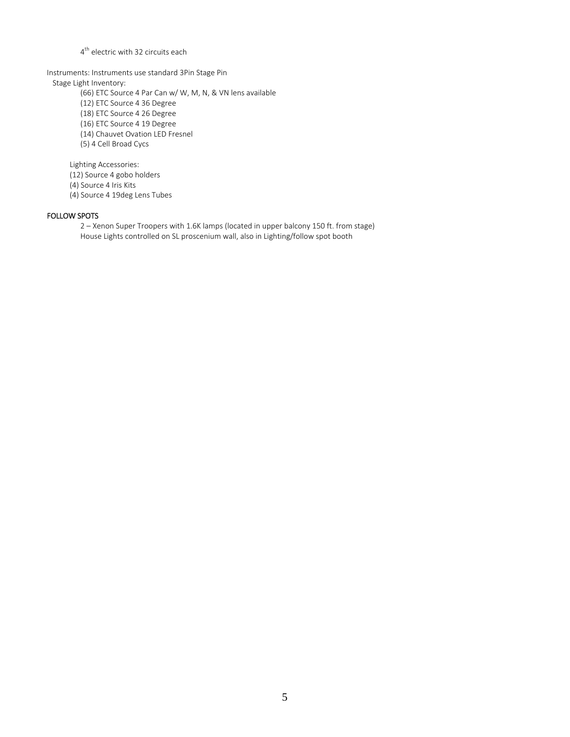4th electric with 32 circuits each

Instruments: Instruments use standard 3Pin Stage Pin

Stage Light Inventory:

- (66) ETC Source 4 Par Can w/ W, M, N, & VN lens available
- (12) ETC Source 4 36 Degree
- (18) ETC Source 4 26 Degree
- (16) ETC Source 4 19 Degree
- (14) Chauvet Ovation LED Fresnel
- (5) 4 Cell Broad Cycs

Lighting Accessories:

- (12) Source 4 gobo holders
- (4) Source 4 Iris Kits
- (4) Source 4 19deg Lens Tubes

## FOLLOW SPOTS

2 – Xenon Super Troopers with 1.6K lamps (located in upper balcony 150 ft. from stage)

House Lights controlled on SL proscenium wall, also in Lighting/follow spot booth